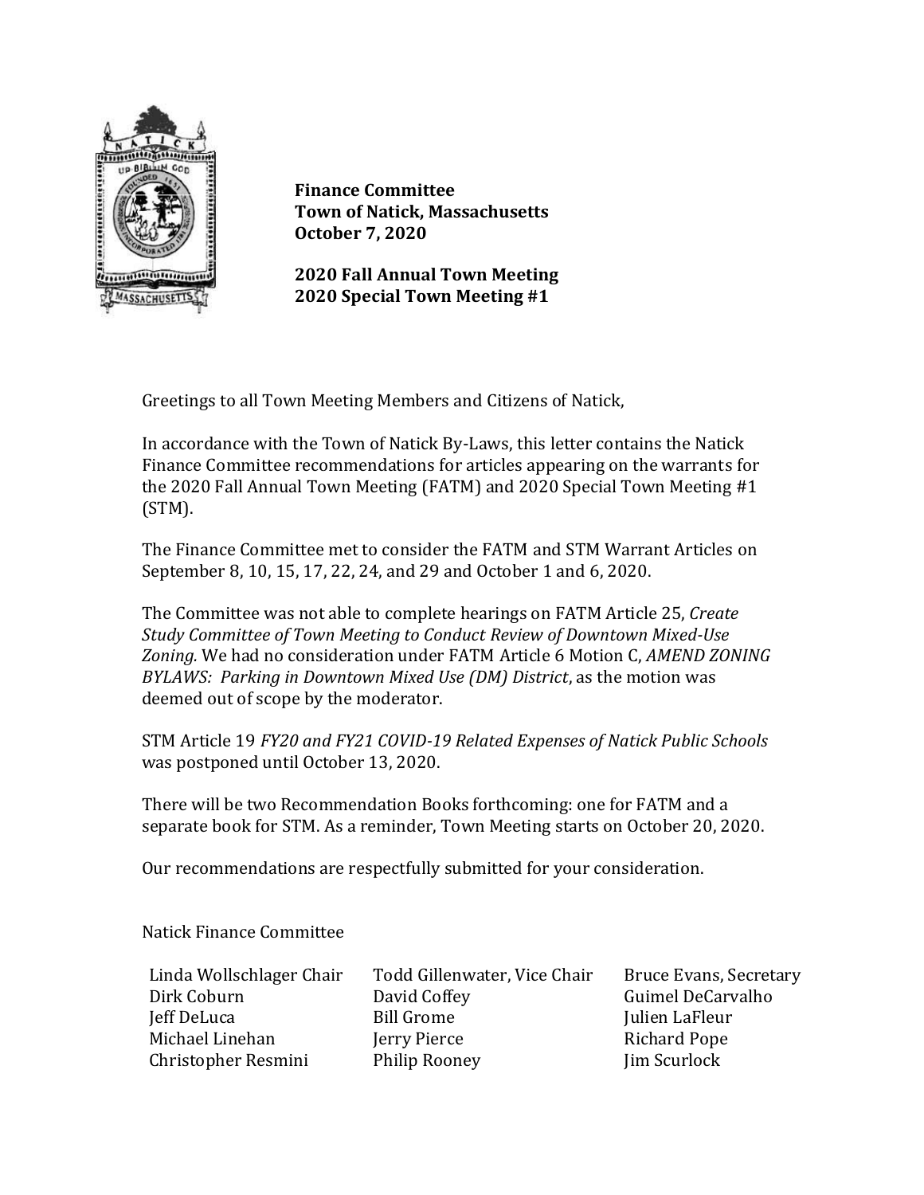**Finance Committee**
**Town of Natick, Massachusetts**
**October 7, 2020**

**2020 Fall Annual Town Meeting**
**2020 Special Town Meeting #1**

Greetings to all Town Meeting Members and Citizens of Natick,

In accordance with the Town of Natick By-Laws, this letter contains the Natick Finance Committee recommendations for articles appearing on the warrants for the 2020 Fall Annual Town Meeting (FATM) and 2020 Special Town Meeting #1 (STM).

The Finance Committee met to consider the FATM and STM Warrant Articles on September 8, 10, 15, 17, 22, 24, and 29 and October 1 and 6, 2020.

The Committee was not able to complete hearings on FATM Article 25, *Create Study Committee of Town Meeting to Conduct Review of Downtown Mixed-Use Zoning.* We had no consideration under FATM Article 6 Motion C, *AMEND ZONING BYLAWS: Parking in Downtown Mixed Use (DM) District*, as the motion was deemed out of scope by the moderator.

STM Article 19 *FY20 and FY21 COVID-19 Related Expenses of Natick Public Schools* was postponed until October 13, 2020.

There will be two Recommendation Books forthcoming: one for FATM and a separate book for STM. As a reminder, Town Meeting starts on October 20, 2020.

Our recommendations are respectfully submitted for your consideration.

Natick Finance Committee

Linda Wollschlager Chair
Todd Gillenwater, Vice Chair
Bruce Evans, Secretary
Dirk Coburn
David Coffey
Guimel DeCarvalho
Jeff DeLuca
Bill Grome
Julien LaFleur
Michael Linehan
Jerry Pierce
Richard Pope
Christopher Resmini
Philip Rooney
Jim Scurlock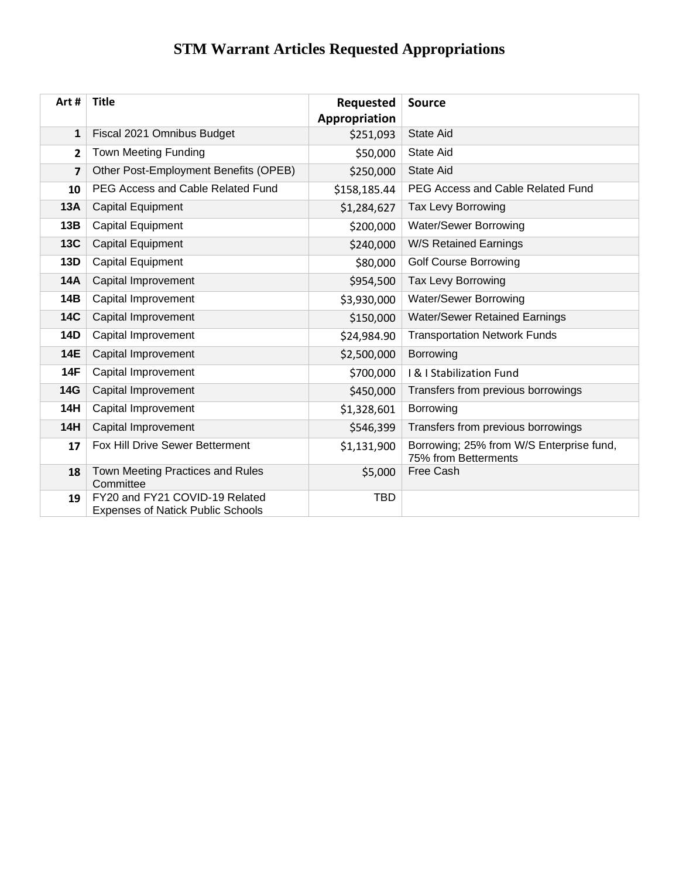# STM Warrant Articles Requested Appropriations

| Art # | Title | Requested Appropriation | Source |
|---|---|---|---|
| 1 | Fiscal 2021 Omnibus Budget | $251,093 | State Aid |
| 2 | Town Meeting Funding | $50,000 | State Aid |
| 7 | Other Post-Employment Benefits (OPEB) | $250,000 | State Aid |
| 10 | PEG Access and Cable Related Fund | $158,185.44 | PEG Access and Cable Related Fund |
| 13A | Capital Equipment | $1,284,627 | Tax Levy Borrowing |
| 13B | Capital Equipment | $200,000 | Water/Sewer Borrowing |
| 13C | Capital Equipment | $240,000 | W/S Retained Earnings |
| 13D | Capital Equipment | $80,000 | Golf Course Borrowing |
| 14A | Capital Improvement | $954,500 | Tax Levy Borrowing |
| 14B | Capital Improvement | $3,930,000 | Water/Sewer Borrowing |
| 14C | Capital Improvement | $150,000 | Water/Sewer Retained Earnings |
| 14D | Capital Improvement | $24,984.90 | Transportation Network Funds |
| 14E | Capital Improvement | $2,500,000 | Borrowing |
| 14F | Capital Improvement | $700,000 | I & I Stabilization Fund |
| 14G | Capital Improvement | $450,000 | Transfers from previous borrowings |
| 14H | Capital Improvement | $1,328,601 | Borrowing |
| 14H | Capital Improvement | $546,399 | Transfers from previous borrowings |
| 17 | Fox Hill Drive Sewer Betterment | $1,131,900 | Borrowing; 25% from W/S Enterprise fund, 75% from Betterments |
| 18 | Town Meeting Practices and Rules Committee | $5,000 | Free Cash |
| 19 | FY20 and FY21 COVID-19 Related Expenses of Natick Public Schools | TBD | |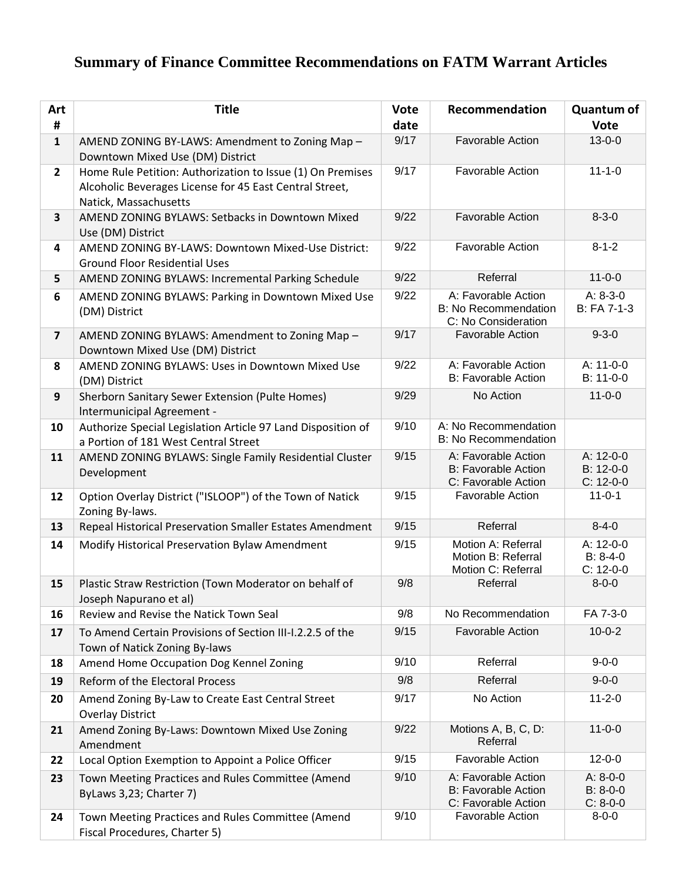# Summary of Finance Committee Recommendations on FATM Warrant Articles

| Art # | Title | Vote date | Recommendation | Quantum of Vote |
|---|---|---|---|---|
| 1 | AMEND ZONING BY-LAWS: Amendment to Zoning Map – Downtown Mixed Use (DM) District | 9/17 | Favorable Action | 13-0-0 |
| 2 | Home Rule Petition: Authorization to Issue (1) On Premises Alcoholic Beverages License for 45 East Central Street, Natick, Massachusetts | 9/17 | Favorable Action | 11-1-0 |
| 3 | AMEND ZONING BYLAWS: Setbacks in Downtown Mixed Use (DM) District | 9/22 | Favorable Action | 8-3-0 |
| 4 | AMEND ZONING BY-LAWS: Downtown Mixed-Use District: Ground Floor Residential Uses | 9/22 | Favorable Action | 8-1-2 |
| 5 | AMEND ZONING BYLAWS: Incremental Parking Schedule | 9/22 | Referral | 11-0-0 |
| 6 | AMEND ZONING BYLAWS: Parking in Downtown Mixed Use (DM) District | 9/22 | A: Favorable Action<br>B: No Recommendation<br>C: No Consideration | A: 8-3-0<br>B: FA 7-1-3 |
| 7 | AMEND ZONING BYLAWS: Amendment to Zoning Map – Downtown Mixed Use (DM) District | 9/17 | Favorable Action | 9-3-0 |
| 8 | AMEND ZONING BYLAWS: Uses in Downtown Mixed Use (DM) District | 9/22 | A: Favorable Action<br>B: Favorable Action | A: 11-0-0<br>B: 11-0-0 |
| 9 | Sherborn Sanitary Sewer Extension (Pulte Homes) Intermunicipal Agreement - | 9/29 | No Action | 11-0-0 |
| 10 | Authorize Special Legislation Article 97 Land Disposition of a Portion of 181 West Central Street | 9/10 | A: No Recommendation<br>B: No Recommendation | |
| 11 | AMEND ZONING BYLAWS: Single Family Residential Cluster Development | 9/15 | A: Favorable Action<br>B: Favorable Action<br>C: Favorable Action | A: 12-0-0<br>B: 12-0-0<br>C: 12-0-0 |
| 12 | Option Overlay District ("ISLOOP") of the Town of Natick Zoning By-laws. | 9/15 | Favorable Action | 11-0-1 |
| 13 | Repeal Historical Preservation Smaller Estates Amendment | 9/15 | Referral | 8-4-0 |
| 14 | Modify Historical Preservation Bylaw Amendment | 9/15 | Motion A: Referral<br>Motion B: Referral<br>Motion C: Referral | A: 12-0-0<br>B: 8-4-0<br>C: 12-0-0 |
| 15 | Plastic Straw Restriction (Town Moderator on behalf of Joseph Napurano et al) | 9/8 | Referral | 8-0-0 |
| 16 | Review and Revise the Natick Town Seal | 9/8 | No Recommendation | FA 7-3-0 |
| 17 | To Amend Certain Provisions of Section III-I.2.2.5 of the Town of Natick Zoning By-laws | 9/15 | Favorable Action | 10-0-2 |
| 18 | Amend Home Occupation Dog Kennel Zoning | 9/10 | Referral | 9-0-0 |
| 19 | Reform of the Electoral Process | 9/8 | Referral | 9-0-0 |
| 20 | Amend Zoning By-Law to Create East Central Street Overlay District | 9/17 | No Action | 11-2-0 |
| 21 | Amend Zoning By-Laws: Downtown Mixed Use Zoning Amendment | 9/22 | Motions A, B, C, D: Referral | 11-0-0 |
| 22 | Local Option Exemption to Appoint a Police Officer | 9/15 | Favorable Action | 12-0-0 |
| 23 | Town Meeting Practices and Rules Committee (Amend ByLaws 3,23; Charter 7) | 9/10 | A: Favorable Action<br>B: Favorable Action<br>C: Favorable Action | A: 8-0-0<br>B: 8-0-0<br>C: 8-0-0 |
| 24 | Town Meeting Practices and Rules Committee (Amend Fiscal Procedures, Charter 5) | 9/10 | Favorable Action | 8-0-0 |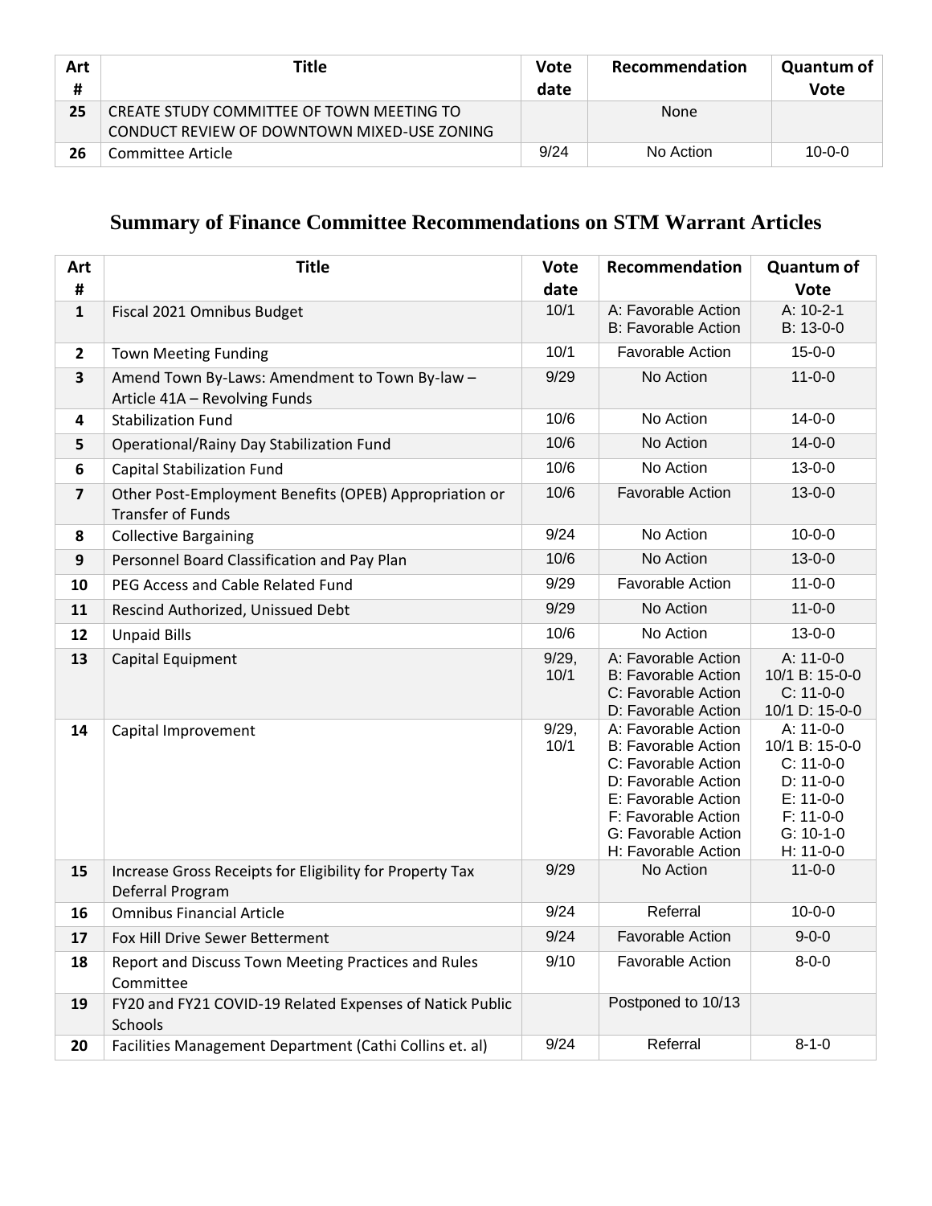| Art # | Title | Vote date | Recommendation | Quantum of Vote |
|---|---|---|---|---|
| 25 | CREATE STUDY COMMITTEE OF TOWN MEETING TO CONDUCT REVIEW OF DOWNTOWN MIXED-USE ZONING | | None | |
| 26 | Committee Article | 9/24 | No Action | 10-0-0 |

## Summary of Finance Committee Recommendations on STM Warrant Articles

| Art # | Title | Vote date | Recommendation | Quantum of Vote |
|---|---|---|---|---|
| 1 | Fiscal 2021 Omnibus Budget | 10/1 | A: Favorable Action<br>B: Favorable Action | A: 10-2-1<br>B: 13-0-0 |
| 2 | Town Meeting Funding | 10/1 | Favorable Action | 15-0-0 |
| 3 | Amend Town By-Laws: Amendment to Town By-law – Article 41A – Revolving Funds | 9/29 | No Action | 11-0-0 |
| 4 | Stabilization Fund | 10/6 | No Action | 14-0-0 |
| 5 | Operational/Rainy Day Stabilization Fund | 10/6 | No Action | 14-0-0 |
| 6 | Capital Stabilization Fund | 10/6 | No Action | 13-0-0 |
| 7 | Other Post-Employment Benefits (OPEB) Appropriation or Transfer of Funds | 10/6 | Favorable Action | 13-0-0 |
| 8 | Collective Bargaining | 9/24 | No Action | 10-0-0 |
| 9 | Personnel Board Classification and Pay Plan | 10/6 | No Action | 13-0-0 |
| 10 | PEG Access and Cable Related Fund | 9/29 | Favorable Action | 11-0-0 |
| 11 | Rescind Authorized, Unissued Debt | 9/29 | No Action | 11-0-0 |
| 12 | Unpaid Bills | 10/6 | No Action | 13-0-0 |
| 13 | Capital Equipment | 9/29, 10/1 | A: Favorable Action<br>B: Favorable Action<br>C: Favorable Action<br>D: Favorable Action | A: 11-0-0<br>10/1 B: 15-0-0<br>C: 11-0-0<br>10/1 D: 15-0-0 |
| 14 | Capital Improvement | 9/29, 10/1 | A: Favorable Action<br>B: Favorable Action<br>C: Favorable Action<br>D: Favorable Action<br>E: Favorable Action<br>F: Favorable Action<br>G: Favorable Action<br>H: Favorable Action | A: 11-0-0<br>10/1 B: 15-0-0<br>C: 11-0-0<br>D: 11-0-0<br>E: 11-0-0<br>F: 11-0-0<br>G: 10-1-0<br>H: 11-0-0 |
| 15 | Increase Gross Receipts for Eligibility for Property Tax Deferral Program | 9/29 | No Action | 11-0-0 |
| 16 | Omnibus Financial Article | 9/24 | Referral | 10-0-0 |
| 17 | Fox Hill Drive Sewer Betterment | 9/24 | Favorable Action | 9-0-0 |
| 18 | Report and Discuss Town Meeting Practices and Rules Committee | 9/10 | Favorable Action | 8-0-0 |
| 19 | FY20 and FY21 COVID-19 Related Expenses of Natick Public Schools | | Postponed to 10/13 | |
| 20 | Facilities Management Department (Cathi Collins et. al) | 9/24 | Referral | 8-1-0 |